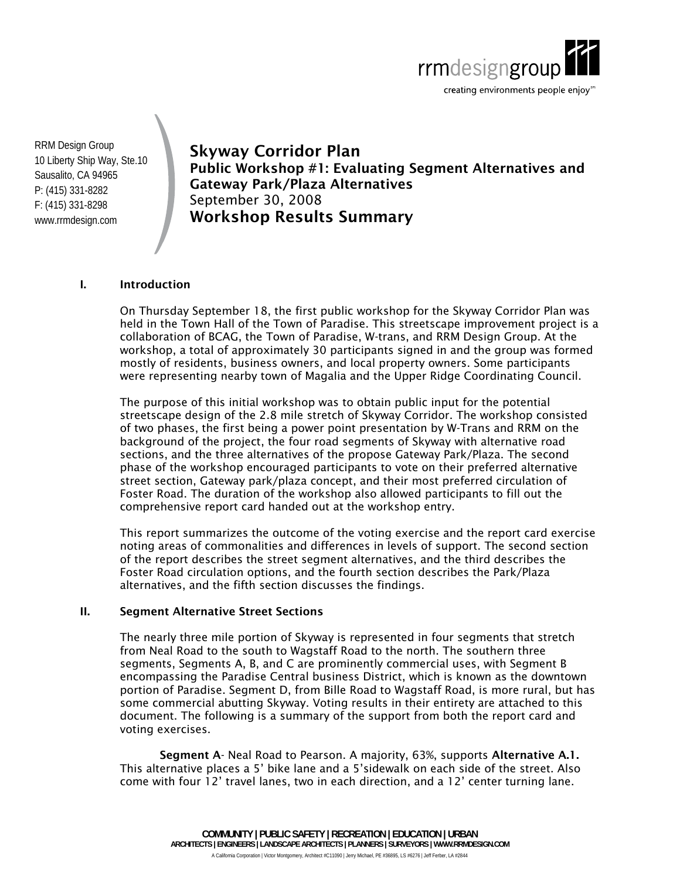RRM Design Group
10 Liberty Ship Way, Ste.10
Sausalito, CA 94965
P: (415) 331-8282
F: (415) 331-8298
www.rrmdesign.com

# Skyway Corridor Plan

**Public Workshop #1: Evaluating Segment Alternatives and Gateway Park/Plaza Alternatives**
September 30, 2008

## Workshop Results Summary

### I. Introduction

On Thursday September 18, the first public workshop for the Skyway Corridor Plan was held in the Town Hall of the Town of Paradise. This streetscape improvement project is a collaboration of BCAG, the Town of Paradise, W-trans, and RRM Design Group. At the workshop, a total of approximately 30 participants signed in and the group was formed mostly of residents, business owners, and local property owners. Some participants were representing nearby town of Magalia and the Upper Ridge Coordinating Council.

The purpose of this initial workshop was to obtain public input for the potential streetscape design of the 2.8 mile stretch of Skyway Corridor. The workshop consisted of two phases, the first being a power point presentation by W-Trans and RRM on the background of the project, the four road segments of Skyway with alternative road sections, and the three alternatives of the propose Gateway Park/Plaza. The second phase of the workshop encouraged participants to vote on their preferred alternative street section, Gateway park/plaza concept, and their most preferred circulation of Foster Road. The duration of the workshop also allowed participants to fill out the comprehensive report card handed out at the workshop entry.

This report summarizes the outcome of the voting exercise and the report card exercise noting areas of commonalities and differences in levels of support. The second section of the report describes the street segment alternatives, and the third describes the Foster Road circulation options, and the fourth section describes the Park/Plaza alternatives, and the fifth section discusses the findings.

### II. Segment Alternative Street Sections

The nearly three mile portion of Skyway is represented in four segments that stretch from Neal Road to the south to Wagstaff Road to the north. The southern three segments, Segments A, B, and C are prominently commercial uses, with Segment B encompassing the Paradise Central business District, which is known as the downtown portion of Paradise. Segment D, from Bille Road to Wagstaff Road, is more rural, but has some commercial abutting Skyway. Voting results in their entirety are attached to this document. The following is a summary of the support from both the report card and voting exercises.

**Segment A**- Neal Road to Pearson. A majority, 63%, supports **Alternative A.1.** This alternative places a 5' bike lane and a 5'sidewalk on each side of the street. Also come with four 12' travel lanes, two in each direction, and a 12' center turning lane.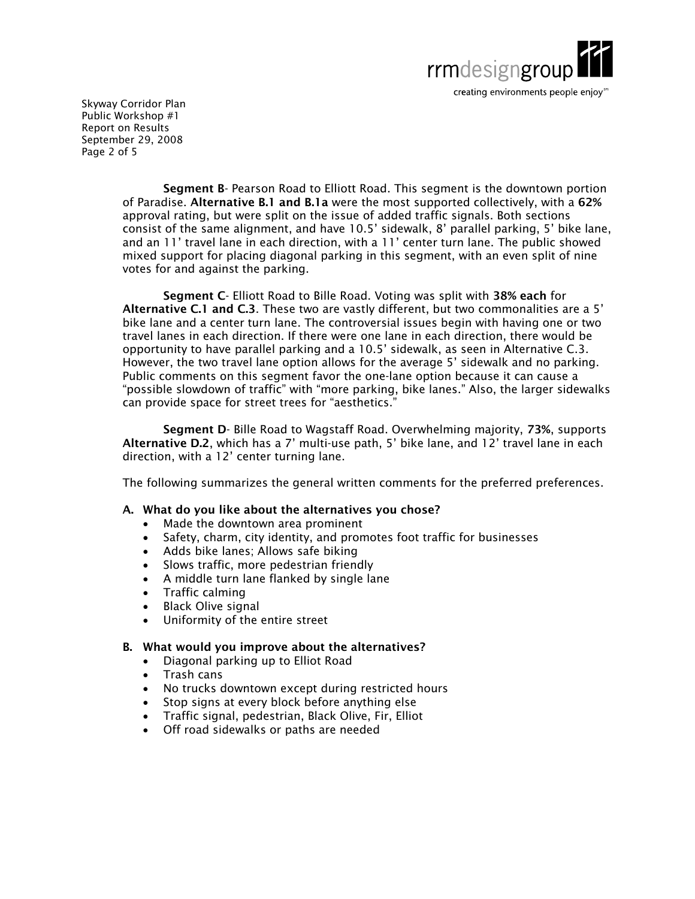**Segment B**- Pearson Road to Elliott Road. This segment is the downtown portion of Paradise. **Alternative B.1 and B.1a** were the most supported collectively, with a **62%** approval rating, but were split on the issue of added traffic signals. Both sections consist of the same alignment, and have 10.5' sidewalk, 8' parallel parking, 5' bike lane, and an 11' travel lane in each direction, with a 11' center turn lane. The public showed mixed support for placing diagonal parking in this segment, with an even split of nine votes for and against the parking.

**Segment C**- Elliott Road to Bille Road. Voting was split with **38% each** for **Alternative C.1 and C.3**. These two are vastly different, but two commonalities are a 5' bike lane and a center turn lane. The controversial issues begin with having one or two travel lanes in each direction. If there were one lane in each direction, there would be opportunity to have parallel parking and a 10.5' sidewalk, as seen in Alternative C.3. However, the two travel lane option allows for the average 5' sidewalk and no parking. Public comments on this segment favor the one-lane option because it can cause a "possible slowdown of traffic" with "more parking, bike lanes." Also, the larger sidewalks can provide space for street trees for "aesthetics."

**Segment D**- Bille Road to Wagstaff Road. Overwhelming majority, **73%**, supports **Alternative D.2**, which has a 7' multi-use path, 5' bike lane, and 12' travel lane in each direction, with a 12' center turning lane.

The following summarizes the general written comments for the preferred preferences.

**A. What do you like about the alternatives you chose?**

- Made the downtown area prominent
- Safety, charm, city identity, and promotes foot traffic for businesses
- Adds bike lanes; Allows safe biking
- Slows traffic, more pedestrian friendly
- A middle turn lane flanked by single lane
- Traffic calming
- Black Olive signal
- Uniformity of the entire street

**B. What would you improve about the alternatives?**

- Diagonal parking up to Elliot Road
- Trash cans
- No trucks downtown except during restricted hours
- Stop signs at every block before anything else
- Traffic signal, pedestrian, Black Olive, Fir, Elliot
- Off road sidewalks or paths are needed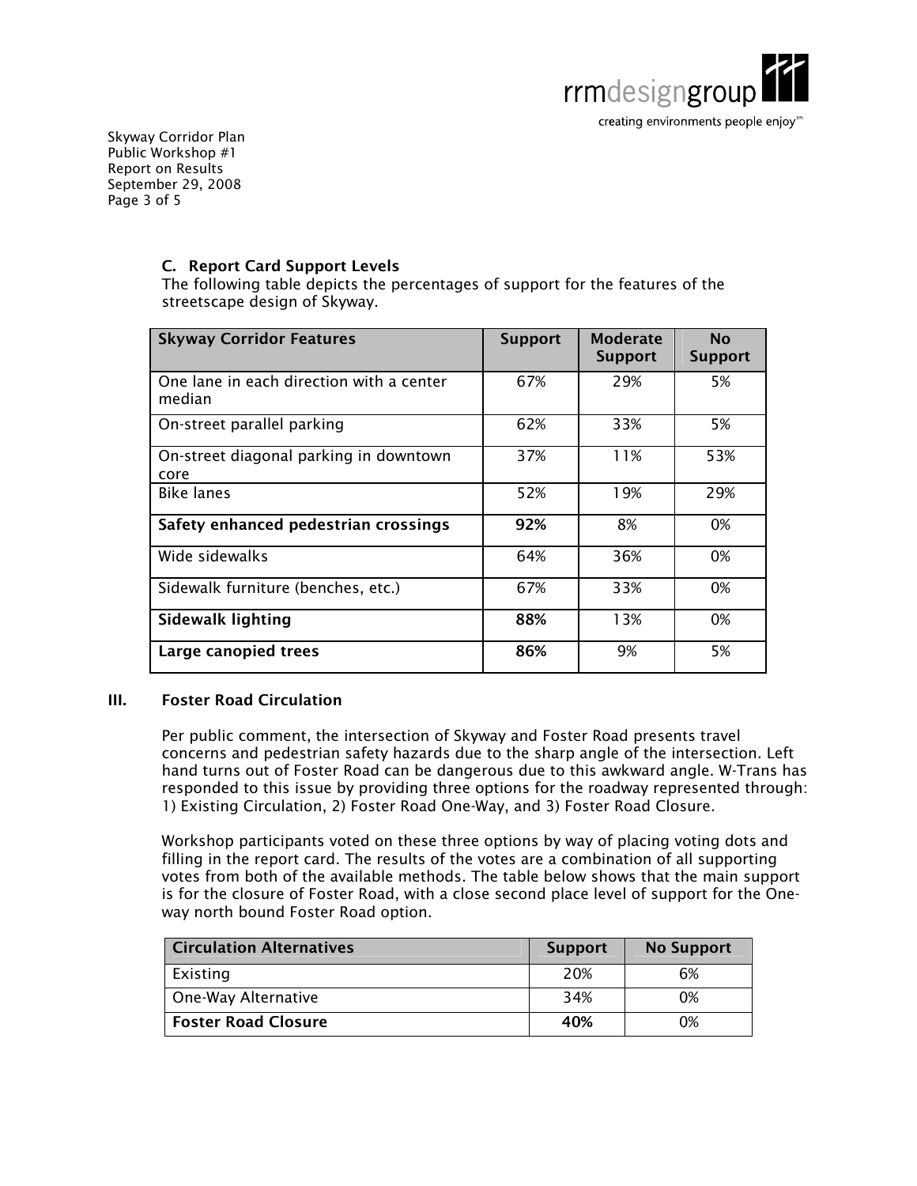### C. Report Card Support Levels

The following table depicts the percentages of support for the features of the streetscape design of Skyway.

| Skyway Corridor Features | Support | Moderate Support | No Support |
|---|---|---|---|
| One lane in each direction with a center median | 67% | 29% | 5% |
| On-street parallel parking | 62% | 33% | 5% |
| On-street diagonal parking in downtown core | 37% | 11% | 53% |
| Bike lanes | 52% | 19% | 29% |
| **Safety enhanced pedestrian crossings** | **92%** | 8% | 0% |
| Wide sidewalks | 64% | 36% | 0% |
| Sidewalk furniture (benches, etc.) | 67% | 33% | 0% |
| **Sidewalk lighting** | **88%** | 13% | 0% |
| **Large canopied trees** | **86%** | 9% | 5% |

## III. Foster Road Circulation

Per public comment, the intersection of Skyway and Foster Road presents travel concerns and pedestrian safety hazards due to the sharp angle of the intersection. Left hand turns out of Foster Road can be dangerous due to this awkward angle. W-Trans has responded to this issue by providing three options for the roadway represented through: 1) Existing Circulation, 2) Foster Road One-Way, and 3) Foster Road Closure.

Workshop participants voted on these three options by way of placing voting dots and filling in the report card. The results of the votes are a combination of all supporting votes from both of the available methods. The table below shows that the main support is for the closure of Foster Road, with a close second place level of support for the One-way north bound Foster Road option.

| Circulation Alternatives | Support | No Support |
|---|---|---|
| Existing | 20% | 6% |
| One-Way Alternative | 34% | 0% |
| **Foster Road Closure** | **40%** | 0% |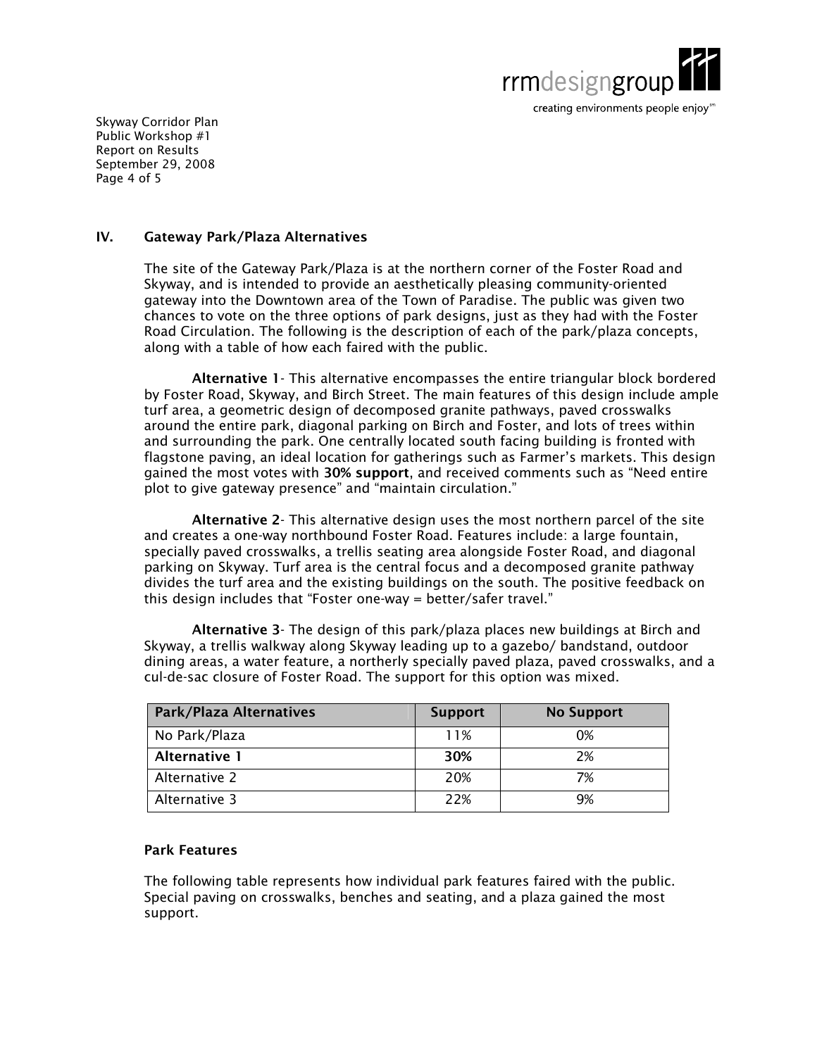## IV. Gateway Park/Plaza Alternatives

The site of the Gateway Park/Plaza is at the northern corner of the Foster Road and Skyway, and is intended to provide an aesthetically pleasing community-oriented gateway into the Downtown area of the Town of Paradise. The public was given two chances to vote on the three options of park designs, just as they had with the Foster Road Circulation. The following is the description of each of the park/plaza concepts, along with a table of how each faired with the public.

**Alternative 1**- This alternative encompasses the entire triangular block bordered by Foster Road, Skyway, and Birch Street. The main features of this design include ample turf area, a geometric design of decomposed granite pathways, paved crosswalks around the entire park, diagonal parking on Birch and Foster, and lots of trees within and surrounding the park. One centrally located south facing building is fronted with flagstone paving, an ideal location for gatherings such as Farmer's markets. This design gained the most votes with **30% support**, and received comments such as "Need entire plot to give gateway presence" and "maintain circulation."

**Alternative 2**- This alternative design uses the most northern parcel of the site and creates a one-way northbound Foster Road. Features include: a large fountain, specially paved crosswalks, a trellis seating area alongside Foster Road, and diagonal parking on Skyway. Turf area is the central focus and a decomposed granite pathway divides the turf area and the existing buildings on the south. The positive feedback on this design includes that "Foster one-way = better/safer travel."

**Alternative 3**- The design of this park/plaza places new buildings at Birch and Skyway, a trellis walkway along Skyway leading up to a gazebo/ bandstand, outdoor dining areas, a water feature, a northerly specially paved plaza, paved crosswalks, and a cul-de-sac closure of Foster Road. The support for this option was mixed.

| Park/Plaza Alternatives | Support | No Support |
|---|---|---|
| No Park/Plaza | 11% | 0% |
| **Alternative 1** | **30%** | 2% |
| Alternative 2 | 20% | 7% |
| Alternative 3 | 22% | 9% |

### Park Features

The following table represents how individual park features faired with the public. Special paving on crosswalks, benches and seating, and a plaza gained the most support.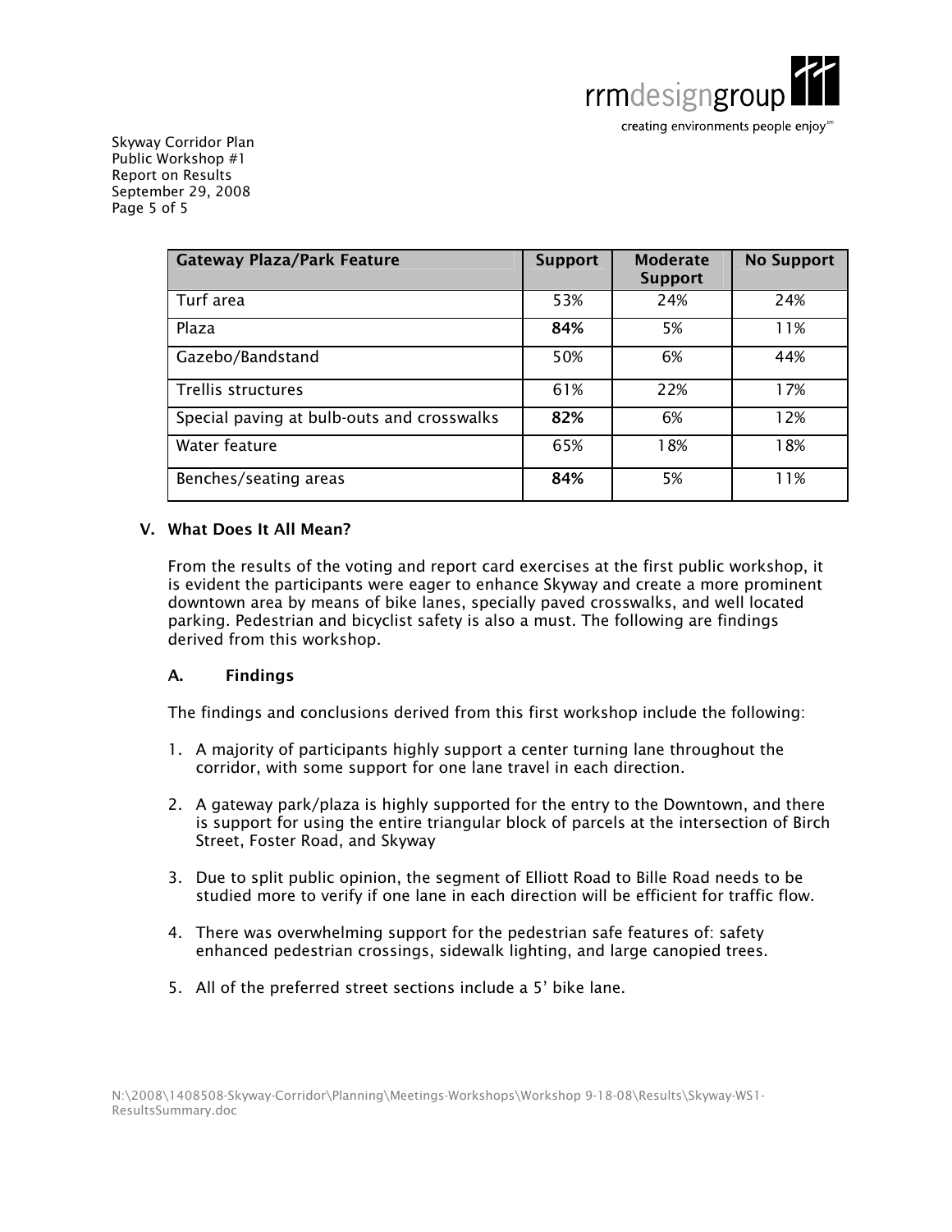| Gateway Plaza/Park Feature | Support | Moderate Support | No Support |
|---|---|---|---|
| Turf area | 53% | 24% | 24% |
| Plaza | **84%** | 5% | 11% |
| Gazebo/Bandstand | 50% | 6% | 44% |
| Trellis structures | 61% | 22% | 17% |
| Special paving at bulb-outs and crosswalks | **82%** | 6% | 12% |
| Water feature | 65% | 18% | 18% |
| Benches/seating areas | **84%** | 5% | 11% |

## V. What Does It All Mean?

From the results of the voting and report card exercises at the first public workshop, it is evident the participants were eager to enhance Skyway and create a more prominent downtown area by means of bike lanes, specially paved crosswalks, and well located parking. Pedestrian and bicyclist safety is also a must. The following are findings derived from this workshop.

### A. Findings

The findings and conclusions derived from this first workshop include the following:

1. A majority of participants highly support a center turning lane throughout the corridor, with some support for one lane travel in each direction.
2. A gateway park/plaza is highly supported for the entry to the Downtown, and there is support for using the entire triangular block of parcels at the intersection of Birch Street, Foster Road, and Skyway
3. Due to split public opinion, the segment of Elliott Road to Bille Road needs to be studied more to verify if one lane in each direction will be efficient for traffic flow.
4. There was overwhelming support for the pedestrian safe features of: safety enhanced pedestrian crossings, sidewalk lighting, and large canopied trees.
5. All of the preferred street sections include a 5' bike lane.